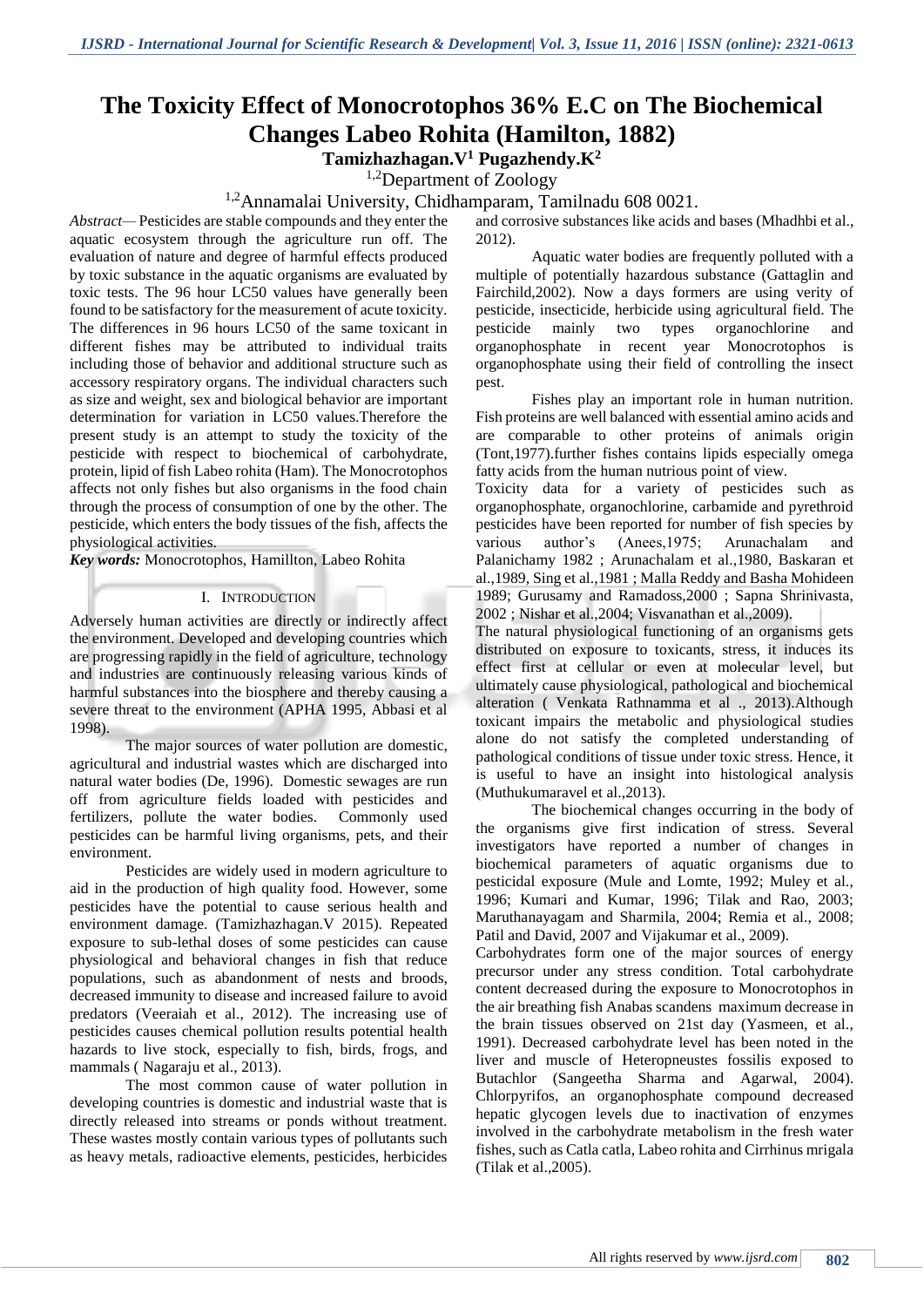# The Toxicity Effect of Monocrotophos 36% E.C on The Biochemical Changes Labeo Rohita (Hamilton, 1882)

**Tamizhazhagan.V[1] Pugazhendy.K[2]**

[1,2]Department of Zoology

[1,2]Annamalai University, Chidhamparam, Tamilnadu 608 0021.

*Abstract*— Pesticides are stable compounds and they enter the aquatic ecosystem through the agriculture run off. The evaluation of nature and degree of harmful effects produced by toxic substance in the aquatic organisms are evaluated by toxic tests. The 96 hour LC50 values have generally been found to be satisfactory for the measurement of acute toxicity. The differences in 96 hours LC50 of the same toxicant in different fishes may be attributed to individual traits including those of behavior and additional structure such as accessory respiratory organs. The individual characters such as size and weight, sex and biological behavior are important determination for variation in LC50 values.Therefore the present study is an attempt to study the toxicity of the pesticide with respect to biochemical of carbohydrate, protein, lipid of fish Labeo rohita (Ham). The Monocrotophos affects not only fishes but also organisms in the food chain through the process of consumption of one by the other. The pesticide, which enters the body tissues of the fish, affects the physiological activities.

***Key words:*** Monocrotophos, Hamillton, Labeo Rohita

## I. Introduction

Adversely human activities are directly or indirectly affect the environment. Developed and developing countries which are progressing rapidly in the field of agriculture, technology and industries are continuously releasing various kinds of harmful substances into the biosphere and thereby causing a severe threat to the environment (APHA 1995, Abbasi et al 1998).

The major sources of water pollution are domestic, agricultural and industrial wastes which are discharged into natural water bodies (De, 1996). Domestic sewages are run off from agriculture fields loaded with pesticides and fertilizers, pollute the water bodies. Commonly used pesticides can be harmful living organisms, pets, and their environment.

Pesticides are widely used in modern agriculture to aid in the production of high quality food. However, some pesticides have the potential to cause serious health and environment damage. (Tamizhazhagan.V 2015). Repeated exposure to sub-lethal doses of some pesticides can cause physiological and behavioral changes in fish that reduce populations, such as abandonment of nests and broods, decreased immunity to disease and increased failure to avoid predators (Veeraiah et al., 2012). The increasing use of pesticides causes chemical pollution results potential health hazards to live stock, especially to fish, birds, frogs, and mammals ( Nagaraju et al., 2013).

The most common cause of water pollution in developing countries is domestic and industrial waste that is directly released into streams or ponds without treatment. These wastes mostly contain various types of pollutants such as heavy metals, radioactive elements, pesticides, herbicides and corrosive substances like acids and bases (Mhadhbi et al., 2012).

Aquatic water bodies are frequently polluted with a multiple of potentially hazardous substance (Gattaglin and Fairchild,2002). Now a days formers are using verity of pesticide, insecticide, herbicide using agricultural field. The pesticide mainly two types organochlorine and organophosphate in recent year Monocrotophos is organophosphate using their field of controlling the insect pest.

Fishes play an important role in human nutrition. Fish proteins are well balanced with essential amino acids and are comparable to other proteins of animals origin (Tont,1977).further fishes contains lipids especially omega fatty acids from the human nutrious point of view.

Toxicity data for a variety of pesticides such as organophosphate, organochlorine, carbamide and pyrethroid pesticides have been reported for number of fish species by various author's (Anees,1975; Arunachalam and Palanichamy 1982 ; Arunachalam et al.,1980, Baskaran et al.,1989, Sing et al.,1981 ; Malla Reddy and Basha Mohideen 1989; Gurusamy and Ramadoss,2000 ; Sapna Shrinivasta, 2002 ; Nishar et al.,2004; Visvanathan et al.,2009).

The natural physiological functioning of an organisms gets distributed on exposure to toxicants, stress, it induces its effect first at cellular or even at molecular level, but ultimately cause physiological, pathological and biochemical alteration ( Venkata Rathnamma et al ., 2013).Although toxicant impairs the metabolic and physiological studies alone do not satisfy the completed understanding of pathological conditions of tissue under toxic stress. Hence, it is useful to have an insight into histological analysis (Muthukumaravel et al.,2013).

The biochemical changes occurring in the body of the organisms give first indication of stress. Several investigators have reported a number of changes in biochemical parameters of aquatic organisms due to pesticidal exposure (Mule and Lomte, 1992; Muley et al., 1996; Kumari and Kumar, 1996; Tilak and Rao, 2003; Maruthanayagam and Sharmila, 2004; Remia et al., 2008; Patil and David, 2007 and Vijakumar et al., 2009).

Carbohydrates form one of the major sources of energy precursor under any stress condition. Total carbohydrate content decreased during the exposure to Monocrotophos in the air breathing fish Anabas scandens maximum decrease in the brain tissues observed on 21st day (Yasmeen, et al., 1991). Decreased carbohydrate level has been noted in the liver and muscle of Heteropneustes fossilis exposed to Butachlor (Sangeetha Sharma and Agarwal, 2004). Chlorpyrifos, an organophosphate compound decreased hepatic glycogen levels due to inactivation of enzymes involved in the carbohydrate metabolism in the fresh water fishes, such as Catla catla, Labeo rohita and Cirrhinus mrigala (Tilak et al.,2005).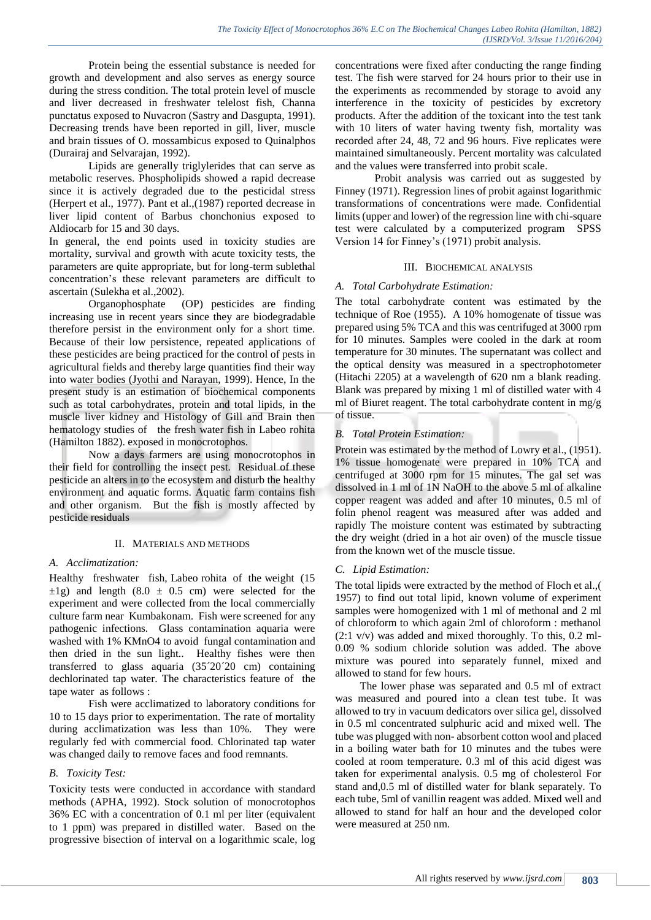Protein being the essential substance is needed for growth and development and also serves as energy source during the stress condition. The total protein level of muscle and liver decreased in freshwater telelost fish, Channa punctatus exposed to Nuvacron (Sastry and Dasgupta, 1991). Decreasing trends have been reported in gill, liver, muscle and brain tissues of O. mossambicus exposed to Quinalphos (Durairaj and Selvarajan, 1992).

Lipids are generally triglylerides that can serve as metabolic reserves. Phospholipids showed a rapid decrease since it is actively degraded due to the pesticidal stress (Herpert et al., 1977). Pant et al.,(1987) reported decrease in liver lipid content of Barbus chonchonius exposed to Aldiocarb for 15 and 30 days.

In general, the end points used in toxicity studies are mortality, survival and growth with acute toxicity tests, the parameters are quite appropriate, but for long-term sublethal concentration's these relevant parameters are difficult to ascertain (Sulekha et al.,2002).

Organophosphate (OP) pesticides are finding increasing use in recent years since they are biodegradable therefore persist in the environment only for a short time. Because of their low persistence, repeated applications of these pesticides are being practiced for the control of pests in agricultural fields and thereby large quantities find their way into water bodies (Jyothi and Narayan, 1999). Hence, In the present study is an estimation of biochemical components such as total carbohydrates, protein and total lipids, in the muscle liver kidney and Histology of Gill and Brain then hematology studies of the fresh water fish in Labeo rohita (Hamilton 1882). exposed in monocrotophos.

Now a days farmers are using monocrotophos in their field for controlling the insect pest. Residual of these pesticide an alters in to the ecosystem and disturb the healthy environment and aquatic forms. Aquatic farm contains fish and other organism. But the fish is mostly affected by pesticide residuals

## II. Materials and Methods

### A. Acclimatization:

Healthy freshwater fish, Labeo rohita of the weight (15 ±1g) and length (8.0 ± 0.5 cm) were selected for the experiment and were collected from the local commercially culture farm near Kumbakonam. Fish were screened for any pathogenic infections. Glass contamination aquaria were washed with 1% $KMnO_4$ to avoid fungal contamination and then dried in the sun light.. Healthy fishes were then transferred to glass aquaria (35´20´20 cm) containing dechlorinated tap water. The characteristics feature of the tape water as follows :

Fish were acclimatized to laboratory conditions for 10 to 15 days prior to experimentation. The rate of mortality during acclimatization was less than 10%. They were regularly fed with commercial food. Chlorinated tap water was changed daily to remove faces and food remnants.

### B. Toxicity Test:

Toxicity tests were conducted in accordance with standard methods (APHA, 1992). Stock solution of monocrotophos 36% EC with a concentration of 0.1 ml per liter (equivalent to 1 ppm) was prepared in distilled water. Based on the progressive bisection of interval on a logarithmic scale, log concentrations were fixed after conducting the range finding test. The fish were starved for 24 hours prior to their use in the experiments as recommended by storage to avoid any interference in the toxicity of pesticides by excretory products. After the addition of the toxicant into the test tank with 10 liters of water having twenty fish, mortality was recorded after 24, 48, 72 and 96 hours. Five replicates were maintained simultaneously. Percent mortality was calculated and the values were transferred into probit scale.

Probit analysis was carried out as suggested by Finney (1971). Regression lines of probit against logarithmic transformations of concentrations were made. Confidential limits (upper and lower) of the regression line with chi-square test were calculated by a computerized program SPSS Version 14 for Finney's (1971) probit analysis.

## III. Biochemical Analysis

### A. Total Carbohydrate Estimation:

The total carbohydrate content was estimated by the technique of Roe (1955). A 10% homogenate of tissue was prepared using 5% TCA and this was centrifuged at 3000 rpm for 10 minutes. Samples were cooled in the dark at room temperature for 30 minutes. The supernatant was collect and the optical density was measured in a spectrophotometer (Hitachi 2205) at a wavelength of 620 nm a blank reading. Blank was prepared by mixing 1 ml of distilled water with 4 ml of Biuret reagent. The total carbohydrate content in mg/g of tissue.

### B. Total Protein Estimation:

Protein was estimated by the method of Lowry et al., (1951). 1% tissue homogenate were prepared in 10% TCA and centrifuged at 3000 rpm for 15 minutes. The gal set was dissolved in 1 ml of 1N NaOH to the above 5 ml of alkaline copper reagent was added and after 10 minutes, 0.5 ml of folin phenol reagent was measured after was added and rapidly The moisture content was estimated by subtracting the dry weight (dried in a hot air oven) of the muscle tissue from the known wet of the muscle tissue.

### C. Lipid Estimation:

The total lipids were extracted by the method of Floch et al.,( 1957) to find out total lipid, known volume of experiment samples were homogenized with 1 ml of methonal and 2 ml of chloroform to which again 2ml of chloroform : methanol (2:1 v/v) was added and mixed thoroughly. To this, 0.2 ml- 0.09 % sodium chloride solution was added. The above mixture was poured into separately funnel, mixed and allowed to stand for few hours.

The lower phase was separated and 0.5 ml of extract was measured and poured into a clean test tube. It was allowed to try in vacuum dedicators over silica gel, dissolved in 0.5 ml concentrated sulphuric acid and mixed well. The tube was plugged with non- absorbent cotton wool and placed in a boiling water bath for 10 minutes and the tubes were cooled at room temperature. 0.3 ml of this acid digest was taken for experimental analysis. 0.5 mg of cholesterol For stand and,0.5 ml of distilled water for blank separately. To each tube, 5ml of vanillin reagent was added. Mixed well and allowed to stand for half an hour and the developed color were measured at 250 nm.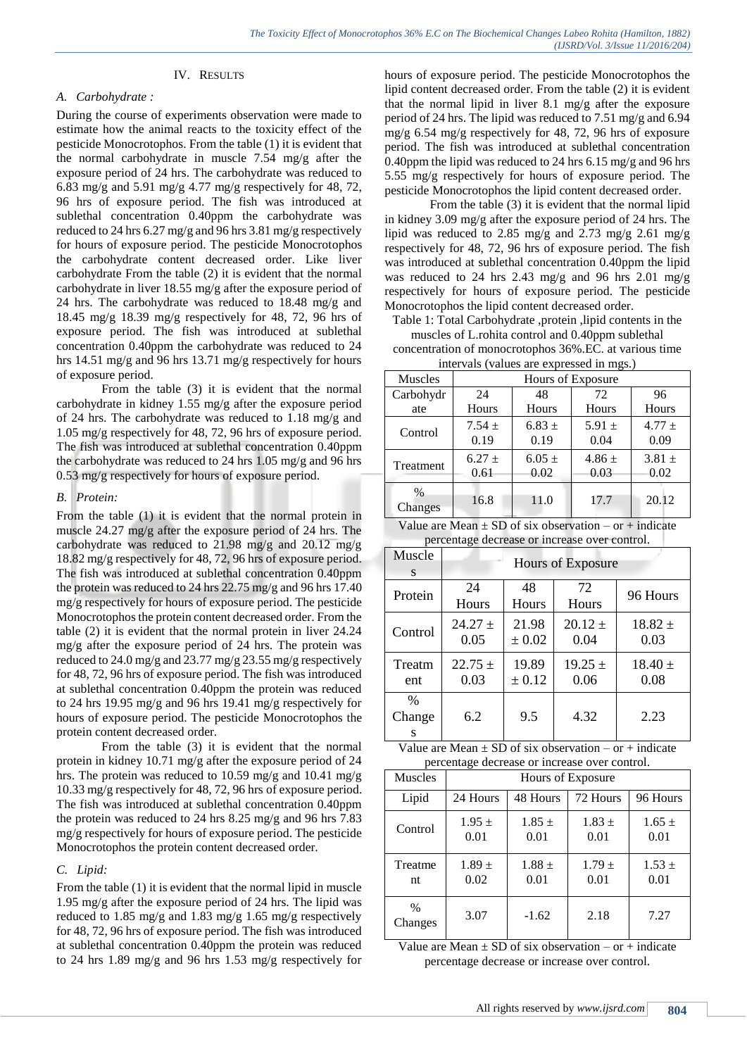## IV. RESULTS

### A. *Carbohydrate :*

During the course of experiments observation were made to estimate how the animal reacts to the toxicity effect of the pesticide Monocrotophos. From the table (1) it is evident that the normal carbohydrate in muscle 7.54 mg/g after the exposure period of 24 hrs. The carbohydrate was reduced to 6.83 mg/g and 5.91 mg/g 4.77 mg/g respectively for 48, 72, 96 hrs of exposure period. The fish was introduced at sublethal concentration 0.40ppm the carbohydrate was reduced to 24 hrs 6.27 mg/g and 96 hrs 3.81 mg/g respectively for hours of exposure period. The pesticide Monocrotophos the carbohydrate content decreased order. Like liver carbohydrate From the table (2) it is evident that the normal carbohydrate in liver 18.55 mg/g after the exposure period of 24 hrs. The carbohydrate was reduced to 18.48 mg/g and 18.45 mg/g 18.39 mg/g respectively for 48, 72, 96 hrs of exposure period. The fish was introduced at sublethal concentration 0.40ppm the carbohydrate was reduced to 24 hrs 14.51 mg/g and 96 hrs 13.71 mg/g respectively for hours of exposure period.

From the table (3) it is evident that the normal carbohydrate in kidney 1.55 mg/g after the exposure period of 24 hrs. The carbohydrate was reduced to 1.18 mg/g and 1.05 mg/g respectively for 48, 72, 96 hrs of exposure period. The fish was introduced at sublethal concentration 0.40ppm the carbohydrate was reduced to 24 hrs 1.05 mg/g and 96 hrs 0.53 mg/g respectively for hours of exposure period.

### B. *Protein:*

From the table (1) it is evident that the normal protein in muscle 24.27 mg/g after the exposure period of 24 hrs. The carbohydrate was reduced to 21.98 mg/g and 20.12 mg/g 18.82 mg/g respectively for 48, 72, 96 hrs of exposure period. The fish was introduced at sublethal concentration 0.40ppm the protein was reduced to 24 hrs 22.75 mg/g and 96 hrs 17.40 mg/g respectively for hours of exposure period. The pesticide Monocrotophos the protein content decreased order. From the table (2) it is evident that the normal protein in liver 24.24 mg/g after the exposure period of 24 hrs. The protein was reduced to 24.0 mg/g and 23.77 mg/g 23.55 mg/g respectively for 48, 72, 96 hrs of exposure period. The fish was introduced at sublethal concentration 0.40ppm the protein was reduced to 24 hrs 19.95 mg/g and 96 hrs 19.41 mg/g respectively for hours of exposure period. The pesticide Monocrotophos the protein content decreased order.

From the table (3) it is evident that the normal protein in kidney 10.71 mg/g after the exposure period of 24 hrs. The protein was reduced to 10.59 mg/g and 10.41 mg/g 10.33 mg/g respectively for 48, 72, 96 hrs of exposure period. The fish was introduced at sublethal concentration 0.40ppm the protein was reduced to 24 hrs 8.25 mg/g and 96 hrs 7.83 mg/g respectively for hours of exposure period. The pesticide Monocrotophos the protein content decreased order.

### C. *Lipid:*

From the table (1) it is evident that the normal lipid in muscle 1.95 mg/g after the exposure period of 24 hrs. The lipid was reduced to 1.85 mg/g and 1.83 mg/g 1.65 mg/g respectively for 48, 72, 96 hrs of exposure period. The fish was introduced at sublethal concentration 0.40ppm the protein was reduced to 24 hrs 1.89 mg/g and 96 hrs 1.53 mg/g respectively for hours of exposure period. The pesticide Monocrotophos the lipid content decreased order. From the table (2) it is evident that the normal lipid in liver 8.1 mg/g after the exposure period of 24 hrs. The lipid was reduced to 7.51 mg/g and 6.94 mg/g 6.54 mg/g respectively for 48, 72, 96 hrs of exposure period. The fish was introduced at sublethal concentration 0.40ppm the lipid was reduced to 24 hrs 6.15 mg/g and 96 hrs 5.55 mg/g respectively for hours of exposure period. The pesticide Monocrotophos the lipid content decreased order.

From the table (3) it is evident that the normal lipid in kidney 3.09 mg/g after the exposure period of 24 hrs. The lipid was reduced to 2.85 mg/g and 2.73 mg/g 2.61 mg/g respectively for 48, 72, 96 hrs of exposure period. The fish was introduced at sublethal concentration 0.40ppm the lipid was reduced to 24 hrs 2.43 mg/g and 96 hrs 2.01 mg/g respectively for hours of exposure period. The pesticide Monocrotophos the lipid content decreased order.

Table 1: Total Carbohydrate ,protein ,lipid contents in the muscles of L.rohita control and 0.40ppm sublethal concentration of monocrotophos 36%.EC. at various time intervals (values are expressed in mgs.)

| Muscles | Hours of Exposure | | | |
|---|---|---|---|---|
| Carbohydrate | 24 Hours | 48 Hours | 72 Hours | 96 Hours |
| Control | 7.54 ± 0.19 | 6.83 ± 0.19 | 5.91 ± 0.04 | 4.77 ± 0.09 |
| Treatment | 6.27 ± 0.61 | 6.05 ± 0.02 | 4.86 ± 0.03 | 3.81 ± 0.02 |
| % Changes | 16.8 | 11.0 | 17.7 | 20.12 |

Value are Mean ± SD of six observation – or + indicate percentage decrease or increase over control.

| Muscles | Hours of Exposure | | | |
|---|---|---|---|---|
| Protein | 24 Hours | 48 Hours | 72 Hours | 96 Hours |
| Control | 24.27 ± 0.05 | 21.98 ± 0.02 | 20.12 ± 0.04 | 18.82 ± 0.03 |
| Treatment | 22.75 ± 0.03 | 19.89 ± 0.12 | 19.25 ± 0.06 | 18.40 ± 0.08 |
| % Changes | 6.2 | 9.5 | 4.32 | 2.23 |

Value are Mean ± SD of six observation – or + indicate percentage decrease or increase over control.

| Muscles | Hours of Exposure | | | |
|---|---|---|---|---|
| Lipid | 24 Hours | 48 Hours | 72 Hours | 96 Hours |
| Control | 1.95 ± 0.01 | 1.85 ± 0.01 | 1.83 ± 0.01 | 1.65 ± 0.01 |
| Treatment | 1.89 ± 0.02 | 1.88 ± 0.01 | 1.79 ± 0.01 | 1.53 ± 0.01 |
| % Changes | 3.07 | -1.62 | 2.18 | 7.27 |

Value are Mean ± SD of six observation – or + indicate percentage decrease or increase over control.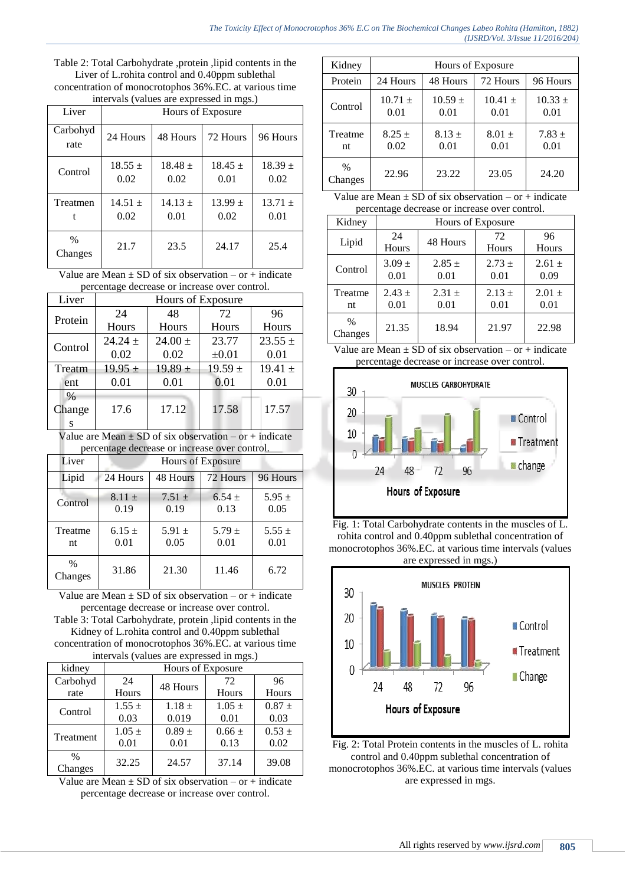Table 2: Total Carbohydrate ,protein ,lipid contents in the Liver of L.rohita control and 0.40ppm sublethal concentration of monocrotophos 36%.EC. at various time intervals (values are expressed in mgs.)

| Liver | Hours of Exposure | | | |
|---|---|---|---|---|
| Carbohydrate | 24 Hours | 48 Hours | 72 Hours | 96 Hours |
| Control | 18.55 ± 0.02 | 18.48 ± 0.02 | 18.45 ± 0.01 | 18.39 ± 0.02 |
| Treatment | 14.51 ± 0.02 | 14.13 ± 0.01 | 13.99 ± 0.02 | 13.71 ± 0.01 |
| % Changes | 21.7 | 23.5 | 24.17 | 25.4 |

Value are Mean ± SD of six observation – or + indicate percentage decrease or increase over control.

| Liver | Hours of Exposure | | | |
|---|---|---|---|---|
| Protein | 24 Hours | 48 Hours | 72 Hours | 96 Hours |
| Control | 24.24 ± 0.02 | 24.00 ± 0.02 | 23.77 ±0.01 | 23.55 ± 0.01 |
| Treatment | 19.95 ± 0.01 | 19.89 ± 0.01 | 19.59 ± 0.01 | 19.41 ± 0.01 |
| % Changes | 17.6 | 17.12 | 17.58 | 17.57 |

Value are Mean ± SD of six observation – or + indicate percentage decrease or increase over control.

| Liver | Hours of Exposure | | | |
|---|---|---|---|---|
| Lipid | 24 Hours | 48 Hours | 72 Hours | 96 Hours |
| Control | 8.11 ± 0.19 | 7.51 ± 0.19 | 6.54 ± 0.13 | 5.95 ± 0.05 |
| Treatment | 6.15 ± 0.01 | 5.91 ± 0.05 | 5.79 ± 0.01 | 5.55 ± 0.01 |
| % Changes | 31.86 | 21.30 | 11.46 | 6.72 |

Value are Mean ± SD of six observation – or + indicate percentage decrease or increase over control.

Table 3: Total Carbohydrate, protein ,lipid contents in the Kidney of L.rohita control and 0.40ppm sublethal concentration of monocrotophos 36%.EC. at various time intervals (values are expressed in mgs.)

| kidney | Hours of Exposure | | | |
|---|---|---|---|---|
| Carbohydrate | 24 Hours | 48 Hours | 72 Hours | 96 Hours |
| Control | 1.55 ± 0.03 | 1.18 ± 0.019 | 1.05 ± 0.01 | 0.87 ± 0.03 |
| Treatment | 1.05 ± 0.01 | 0.89 ± 0.01 | 0.66 ± 0.13 | 0.53 ± 0.02 |
| % Changes | 32.25 | 24.57 | 37.14 | 39.08 |

Value are Mean ± SD of six observation – or + indicate percentage decrease or increase over control.

| Kidney | Hours of Exposure | | | |
|---|---|---|---|---|
| Protein | 24 Hours | 48 Hours | 72 Hours | 96 Hours |
| Control | 10.71 ± 0.01 | 10.59 ± 0.01 | 10.41 ± 0.01 | 10.33 ± 0.01 |
| Treatment | 8.25 ± 0.02 | 8.13 ± 0.01 | 8.01 ± 0.01 | 7.83 ± 0.01 |
| % Changes | 22.96 | 23.22 | 23.05 | 24.20 |

Value are Mean ± SD of six observation – or + indicate percentage decrease or increase over control.

| Kidney | Hours of Exposure | | | |
|---|---|---|---|---|
| Lipid | 24 Hours | 48 Hours | 72 Hours | 96 Hours |
| Control | 3.09 ± 0.01 | 2.85 ± 0.01 | 2.73 ± 0.01 | 2.61 ± 0.09 |
| Treatment | 2.43 ± 0.01 | 2.31 ± 0.01 | 2.13 ± 0.01 | 2.01 ± 0.01 |
| % Changes | 21.35 | 18.94 | 21.97 | 22.98 |

Value are Mean ± SD of six observation – or + indicate percentage decrease or increase over control.

Fig. 1: Total Carbohydrate contents in the muscles of L. rohita control and 0.40ppm sublethal concentration of monocrotophos 36%.EC. at various time intervals (values are expressed in mgs.)

Fig. 2: Total Protein contents in the muscles of L. rohita control and 0.40ppm sublethal concentration of monocrotophos 36%.EC. at various time intervals (values are expressed in mgs.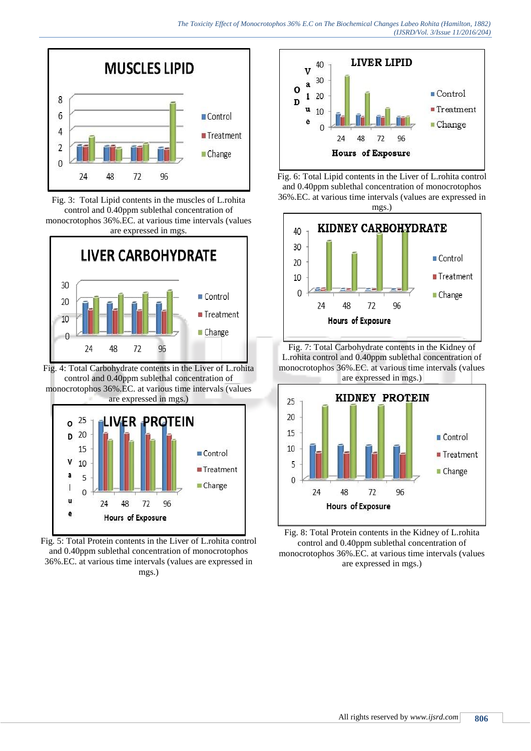Fig. 3: Total Lipid contents in the muscles of L.rohita control and 0.40ppm sublethal concentration of monocrotophos 36%.EC. at various time intervals (values are expressed in mgs.

Fig. 4: Total Carbohydrate contents in the Liver of L.rohita control and 0.40ppm sublethal concentration of monocrotophos 36%.EC. at various time intervals (values are expressed in mgs.)

Fig. 5: Total Protein contents in the Liver of L.rohita control and 0.40ppm sublethal concentration of monocrotophos 36%.EC. at various time intervals (values are expressed in mgs.)

Fig. 6: Total Lipid contents in the Liver of L.rohita control and 0.40ppm sublethal concentration of monocrotophos 36%.EC. at various time intervals (values are expressed in mgs.)

Fig. 7: Total Carbohydrate contents in the Kidney of L.rohita control and 0.40ppm sublethal concentration of monocrotophos 36%.EC. at various time intervals (values are expressed in mgs.)

Fig. 8: Total Protein contents in the Kidney of L.rohita control and 0.40ppm sublethal concentration of monocrotophos 36%.EC. at various time intervals (values are expressed in mgs.)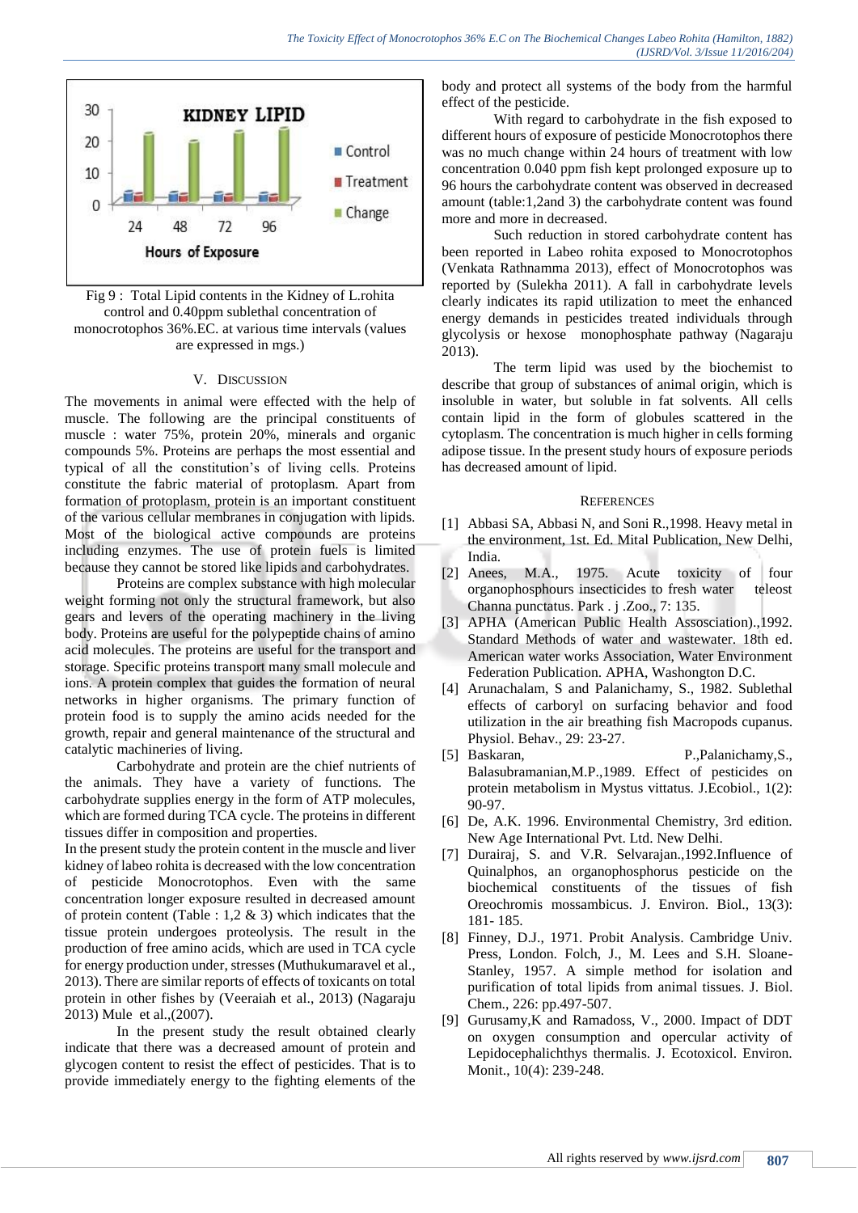Fig 9 : Total Lipid contents in the Kidney of L.rohita control and 0.40ppm sublethal concentration of monocrotophos 36%.EC. at various time intervals (values are expressed in mgs.)

## V. Discussion

The movements in animal were effected with the help of muscle. The following are the principal constituents of muscle : water 75%, protein 20%, minerals and organic compounds 5%. Proteins are perhaps the most essential and typical of all the constitution's of living cells. Proteins constitute the fabric material of protoplasm. Apart from formation of protoplasm, protein is an important constituent of the various cellular membranes in conjugation with lipids. Most of the biological active compounds are proteins including enzymes. The use of protein fuels is limited because they cannot be stored like lipids and carbohydrates.

Proteins are complex substance with high molecular weight forming not only the structural framework, but also gears and levers of the operating machinery in the living body. Proteins are useful for the polypeptide chains of amino acid molecules. The proteins are useful for the transport and storage. Specific proteins transport many small molecule and ions. A protein complex that guides the formation of neural networks in higher organisms. The primary function of protein food is to supply the amino acids needed for the growth, repair and general maintenance of the structural and catalytic machineries of living.

Carbohydrate and protein are the chief nutrients of the animals. They have a variety of functions. The carbohydrate supplies energy in the form of ATP molecules, which are formed during TCA cycle. The proteins in different tissues differ in composition and properties.

In the present study the protein content in the muscle and liver kidney of labeo rohita is decreased with the low concentration of pesticide Monocrotophos. Even with the same concentration longer exposure resulted in decreased amount of protein content (Table : 1,2 & 3) which indicates that the tissue protein undergoes proteolysis. The result in the production of free amino acids, which are used in TCA cycle for energy production under, stresses (Muthukumaravel et al., 2013). There are similar reports of effects of toxicants on total protein in other fishes by (Veeraiah et al., 2013) (Nagaraju 2013) Mule et al.,(2007).

In the present study the result obtained clearly indicate that there was a decreased amount of protein and glycogen content to resist the effect of pesticides. That is to provide immediately energy to the fighting elements of the body and protect all systems of the body from the harmful effect of the pesticide.

With regard to carbohydrate in the fish exposed to different hours of exposure of pesticide Monocrotophos there was no much change within 24 hours of treatment with low concentration 0.040 ppm fish kept prolonged exposure up to 96 hours the carbohydrate content was observed in decreased amount (table:1,2and 3) the carbohydrate content was found more and more in decreased.

Such reduction in stored carbohydrate content has been reported in Labeo rohita exposed to Monocrotophos (Venkata Rathnamma 2013), effect of Monocrotophos was reported by (Sulekha 2011). A fall in carbohydrate levels clearly indicates its rapid utilization to meet the enhanced energy demands in pesticides treated individuals through glycolysis or hexose monophosphate pathway (Nagaraju 2013).

The term lipid was used by the biochemist to describe that group of substances of animal origin, which is insoluble in water, but soluble in fat solvents. All cells contain lipid in the form of globules scattered in the cytoplasm. The concentration is much higher in cells forming adipose tissue. In the present study hours of exposure periods has decreased amount of lipid.

## References

[1] Abbasi SA, Abbasi N, and Soni R.,1998. Heavy metal in the environment, 1st. Ed. Mital Publication, New Delhi, India.

[2] Anees, M.A., 1975. Acute toxicity of four organophosphours insecticides to fresh water teleost Channa punctatus. Park . j .Zoo., 7: 135.

[3] APHA (American Public Health Assosciation).,1992. Standard Methods of water and wastewater. 18th ed. American water works Association, Water Environment Federation Publication. APHA, Washongton D.C.

[4] Arunachalam, S and Palanichamy, S., 1982. Sublethal effects of carboryl on surfacing behavior and food utilization in the air breathing fish Macropods cupanus. Physiol. Behav., 29: 23-27.

[5] Baskaran, P.,Palanichamy,S., Balasubramanian,M.P.,1989. Effect of pesticides on protein metabolism in Mystus vittatus. J.Ecobiol., 1(2): 90-97.

[6] De, A.K. 1996. Environmental Chemistry, 3rd edition. New Age International Pvt. Ltd. New Delhi.

[7] Durairaj, S. and V.R. Selvarajan.,1992.Influence of Quinalphos, an organophosphorus pesticide on the biochemical constituents of the tissues of fish Oreochromis mossambicus. J. Environ. Biol., 13(3): 181- 185.

[8] Finney, D.J., 1971. Probit Analysis. Cambridge Univ. Press, London. Folch, J., M. Lees and S.H. Sloane-Stanley, 1957. A simple method for isolation and purification of total lipids from animal tissues. J. Biol. Chem., 226: pp.497-507.

[9] Gurusamy,K and Ramadoss, V., 2000. Impact of DDT on oxygen consumption and opercular activity of Lepidocephalichthys thermalis. J. Ecotoxicol. Environ. Monit., 10(4): 239-248.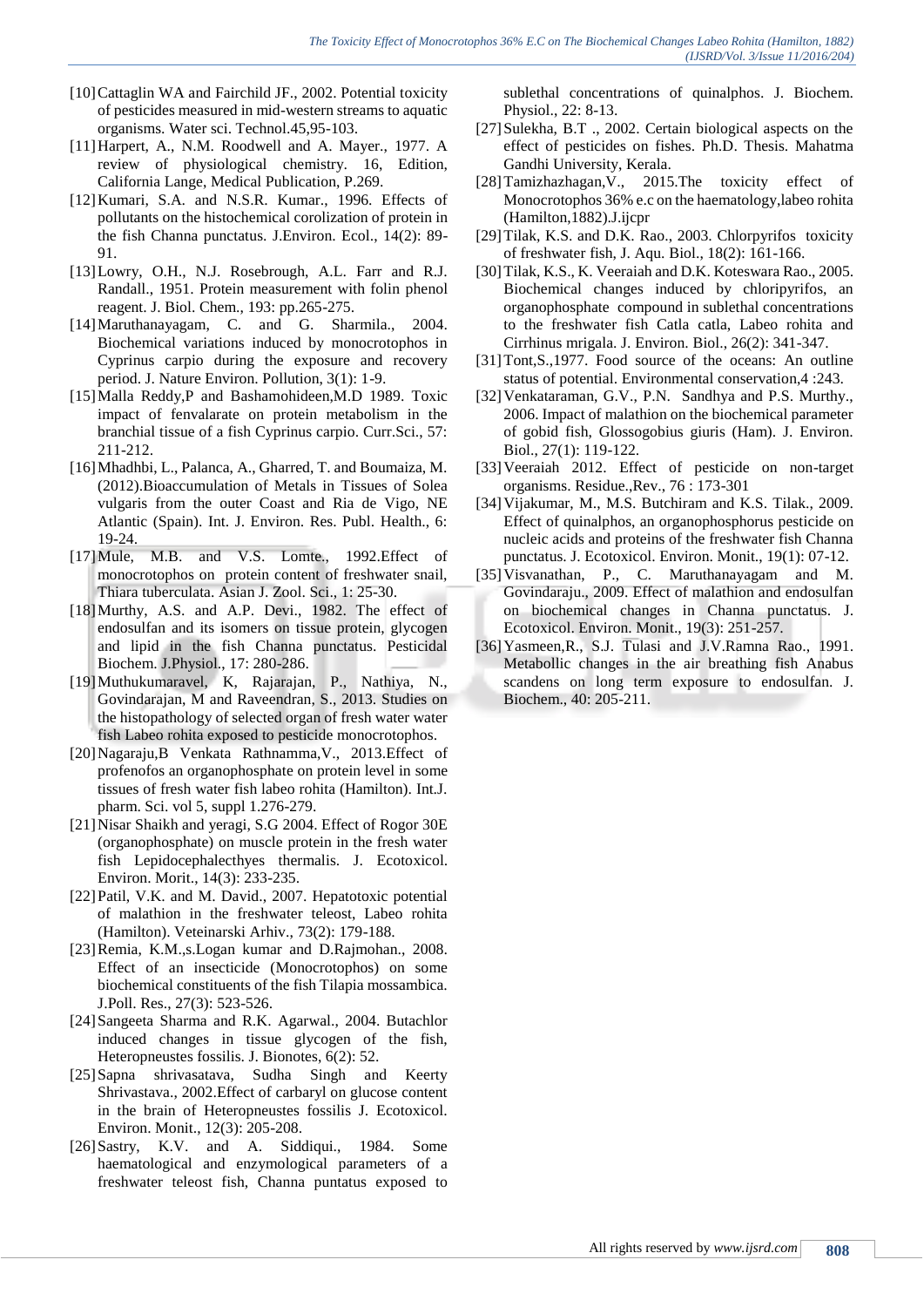[10] Cattaglin WA and Fairchild JF., 2002. Potential toxicity of pesticides measured in mid-western streams to aquatic organisms. Water sci. Technol.45,95-103.

[11] Harpert, A., N.M. Roodwell and A. Mayer., 1977. A review of physiological chemistry. 16, Edition, California Lange, Medical Publication, P.269.

[12] Kumari, S.A. and N.S.R. Kumar., 1996. Effects of pollutants on the histochemical corolization of protein in the fish Channa punctatus. J.Environ. Ecol., 14(2): 89-91.

[13] Lowry, O.H., N.J. Rosebrough, A.L. Farr and R.J. Randall., 1951. Protein measurement with folin phenol reagent. J. Biol. Chem., 193: pp.265-275.

[14] Maruthanayagam, C. and G. Sharmila., 2004. Biochemical variations induced by monocrotophos in Cyprinus carpio during the exposure and recovery period. J. Nature Environ. Pollution, 3(1): 1-9.

[15] Malla Reddy,P and Bashamohideen,M.D 1989. Toxic impact of fenvalarate on protein metabolism in the branchial tissue of a fish Cyprinus carpio. Curr.Sci., 57: 211-212.

[16] Mhadhbi, L., Palanca, A., Gharred, T. and Boumaiza, M. (2012).Bioaccumulation of Metals in Tissues of Solea vulgaris from the outer Coast and Ria de Vigo, NE Atlantic (Spain). Int. J. Environ. Res. Publ. Health., 6: 19-24.

[17] Mule, M.B. and V.S. Lomte., 1992.Effect of monocrotophos on protein content of freshwater snail, Thiara tuberculata. Asian J. Zool. Sci., 1: 25-30.

[18] Murthy, A.S. and A.P. Devi., 1982. The effect of endosulfan and its isomers on tissue protein, glycogen and lipid in the fish Channa punctatus. Pesticidal Biochem. J.Physiol., 17: 280-286.

[19] Muthukumaravel, K, Rajarajan, P., Nathiya, N., Govindarajan, M and Raveendran, S., 2013. Studies on the histopathology of selected organ of fresh water water fish Labeo rohita exposed to pesticide monocrotophos.

[20] Nagaraju,B Venkata Rathnamma,V., 2013.Effect of profenofos an organophosphate on protein level in some tissues of fresh water fish labeo rohita (Hamilton). Int.J. pharm. Sci. vol 5, suppl 1.276-279.

[21] Nisar Shaikh and yeragi, S.G 2004. Effect of Rogor 30E (organophosphate) on muscle protein in the fresh water fish Lepidocephalecthyes thermalis. J. Ecotoxicol. Environ. Morit., 14(3): 233-235.

[22] Patil, V.K. and M. David., 2007. Hepatotoxic potential of malathion in the freshwater teleost, Labeo rohita (Hamilton). Veteinarski Arhiv., 73(2): 179-188.

[23] Remia, K.M.,s.Logan kumar and D.Rajmohan., 2008. Effect of an insecticide (Monocrotophos) on some biochemical constituents of the fish Tilapia mossambica. J.Poll. Res., 27(3): 523-526.

[24] Sangeeta Sharma and R.K. Agarwal., 2004. Butachlor induced changes in tissue glycogen of the fish, Heteropneustes fossilis. J. Bionotes, 6(2): 52.

[25] Sapna shrivasatava, Sudha Singh and Keerty Shrivastava., 2002.Effect of carbaryl on glucose content in the brain of Heteropneustes fossilis J. Ecotoxicol. Environ. Monit., 12(3): 205-208.

[26] Sastry, K.V. and A. Siddiqui., 1984. Some haematological and enzymological parameters of a freshwater teleost fish, Channa puntatus exposed to sublethal concentrations of quinalphos. J. Biochem. Physiol., 22: 8-13.

[27] Sulekha, B.T ., 2002. Certain biological aspects on the effect of pesticides on fishes. Ph.D. Thesis. Mahatma Gandhi University, Kerala.

[28] Tamizhazhagan,V., 2015.The toxicity effect of Monocrotophos 36% e.c on the haematology,labeo rohita (Hamilton,1882).J.ijcpr

[29] Tilak, K.S. and D.K. Rao., 2003. Chlorpyrifos toxicity of freshwater fish, J. Aqu. Biol., 18(2): 161-166.

[30] Tilak, K.S., K. Veeraiah and D.K. Koteswara Rao., 2005. Biochemical changes induced by chloripyrifos, an organophosphate compound in sublethal concentrations to the freshwater fish Catla catla, Labeo rohita and Cirrhinus mrigala. J. Environ. Biol., 26(2): 341-347.

[31] Tont,S.,1977. Food source of the oceans: An outline status of potential. Environmental conservation,4 :243.

[32] Venkataraman, G.V., P.N. Sandhya and P.S. Murthy., 2006. Impact of malathion on the biochemical parameter of gobid fish, Glossogobius giuris (Ham). J. Environ. Biol., 27(1): 119-122.

[33] Veeraiah 2012. Effect of pesticide on non-target organisms. Residue.,Rev., 76 : 173-301

[34] Vijakumar, M., M.S. Butchiram and K.S. Tilak., 2009. Effect of quinalphos, an organophosphorus pesticide on nucleic acids and proteins of the freshwater fish Channa punctatus. J. Ecotoxicol. Environ. Monit., 19(1): 07-12.

[35] Visvanathan, P., C. Maruthanayagam and M. Govindaraju., 2009. Effect of malathion and endosulfan on biochemical changes in Channa punctatus. J. Ecotoxicol. Environ. Monit., 19(3): 251-257.

[36] Yasmeen,R., S.J. Tulasi and J.V.Ramna Rao., 1991. Metabollic changes in the air breathing fish Anabus scandens on long term exposure to endosulfan. J. Biochem., 40: 205-211.